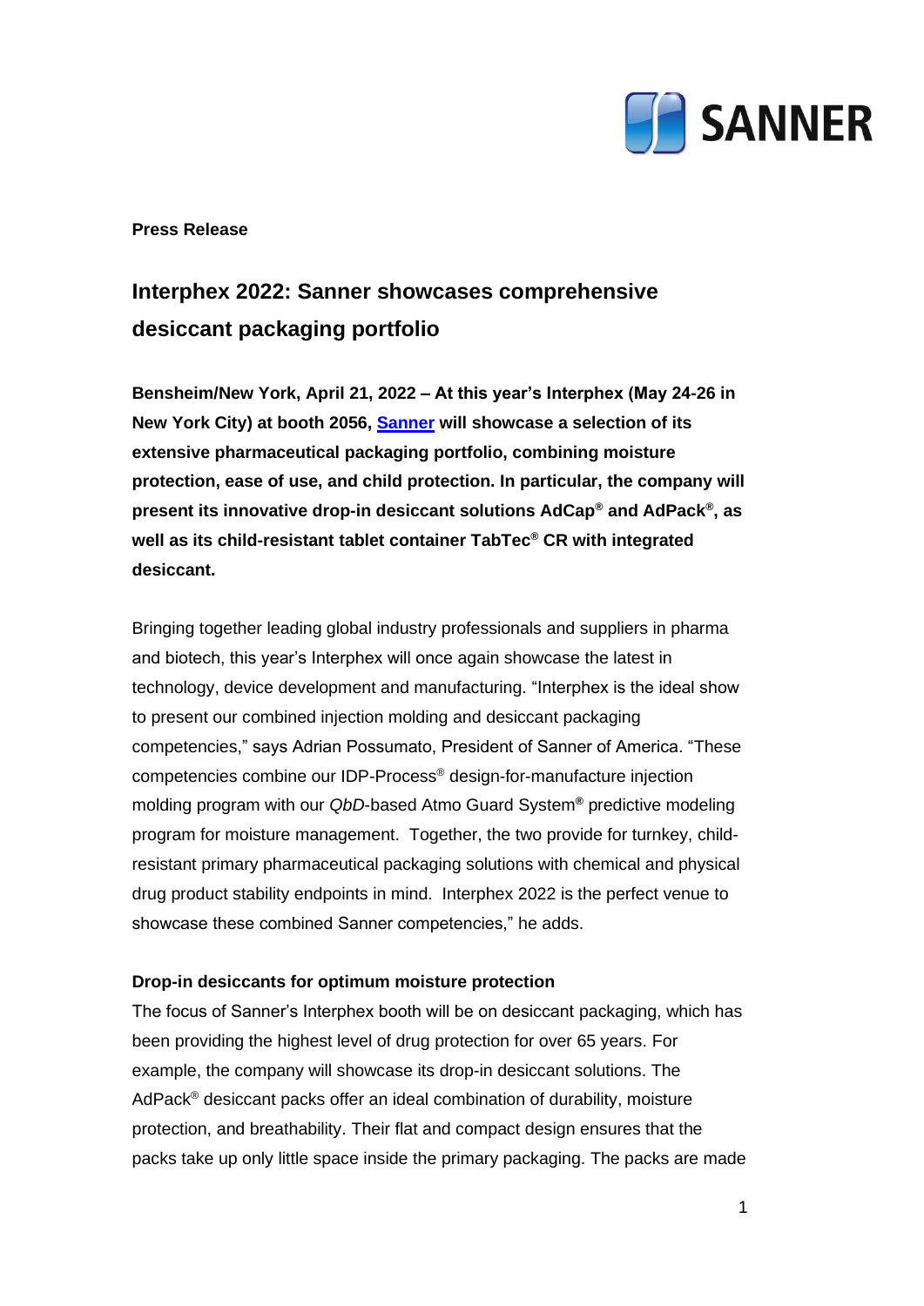**Press Release**

# Interphex 2022: Sanner showcases comprehensive desiccant packaging portfolio

**Bensheim/New York, April 21, 2022 – At this year's Interphex (May 24-26 in New York City) at booth 2056, [Sanner](#) will showcase a selection of its extensive pharmaceutical packaging portfolio, combining moisture protection, ease of use, and child protection. In particular, the company will present its innovative drop-in desiccant solutions AdCap® and AdPack®, as well as its child-resistant tablet container TabTec® CR with integrated desiccant.**

Bringing together leading global industry professionals and suppliers in pharma and biotech, this year's Interphex will once again showcase the latest in technology, device development and manufacturing. "Interphex is the ideal show to present our combined injection molding and desiccant packaging competencies," says Adrian Possumato, President of Sanner of America. "These competencies combine our IDP-Process® design-for-manufacture injection molding program with our *QbD*-based Atmo Guard System® predictive modeling program for moisture management. Together, the two provide for turnkey, child-resistant primary pharmaceutical packaging solutions with chemical and physical drug product stability endpoints in mind. Interphex 2022 is the perfect venue to showcase these combined Sanner competencies," he adds.

### Drop-in desiccants for optimum moisture protection

The focus of Sanner's Interphex booth will be on desiccant packaging, which has been providing the highest level of drug protection for over 65 years. For example, the company will showcase its drop-in desiccant solutions. The AdPack® desiccant packs offer an ideal combination of durability, moisture protection, and breathability. Their flat and compact design ensures that the packs take up only little space inside the primary packaging. The packs are made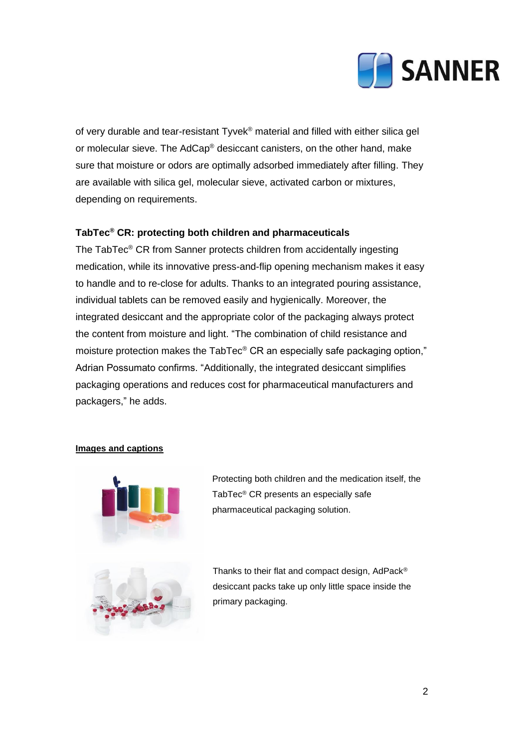of very durable and tear-resistant Tyvek® material and filled with either silica gel or molecular sieve. The AdCap® desiccant canisters, on the other hand, make sure that moisture or odors are optimally adsorbed immediately after filling. They are available with silica gel, molecular sieve, activated carbon or mixtures, depending on requirements.

**TabTec® CR: protecting both children and pharmaceuticals**

The TabTec® CR from Sanner protects children from accidentally ingesting medication, while its innovative press-and-flip opening mechanism makes it easy to handle and to re-close for adults. Thanks to an integrated pouring assistance, individual tablets can be removed easily and hygienically. Moreover, the integrated desiccant and the appropriate color of the packaging always protect the content from moisture and light. "The combination of child resistance and moisture protection makes the TabTec® CR an especially safe packaging option," Adrian Possumato confirms. "Additionally, the integrated desiccant simplifies packaging operations and reduces cost for pharmaceutical manufacturers and packagers," he adds.

**Images and captions**

Protecting both children and the medication itself, the TabTec® CR presents an especially safe pharmaceutical packaging solution.

Thanks to their flat and compact design, AdPack® desiccant packs take up only little space inside the primary packaging.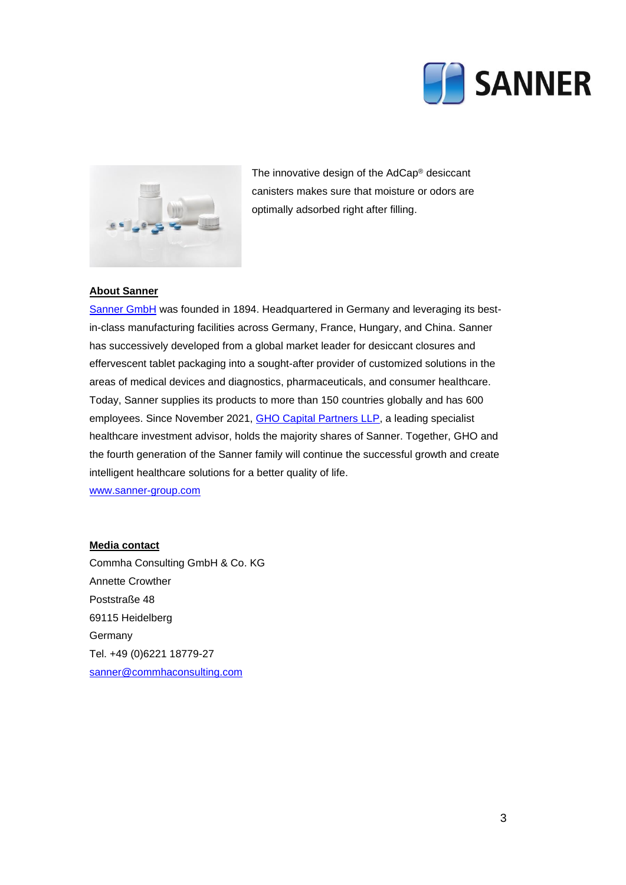The innovative design of the AdCap® desiccant canisters makes sure that moisture or odors are optimally adsorbed right after filling.

**About Sanner**

Sanner GmbH was founded in 1894. Headquartered in Germany and leveraging its best-in-class manufacturing facilities across Germany, France, Hungary, and China. Sanner has successively developed from a global market leader for desiccant closures and effervescent tablet packaging into a sought-after provider of customized solutions in the areas of medical devices and diagnostics, pharmaceuticals, and consumer healthcare. Today, Sanner supplies its products to more than 150 countries globally and has 600 employees. Since November 2021, GHO Capital Partners LLP, a leading specialist healthcare investment advisor, holds the majority shares of Sanner. Together, GHO and the fourth generation of the Sanner family will continue the successful growth and create intelligent healthcare solutions for a better quality of life.

www.sanner-group.com

**Media contact**

Commha Consulting GmbH & Co. KG
Annette Crowther
Poststraße 48
69115 Heidelberg
Germany
Tel. +49 (0)6221 18779-27
sanner@commhaconsulting.com